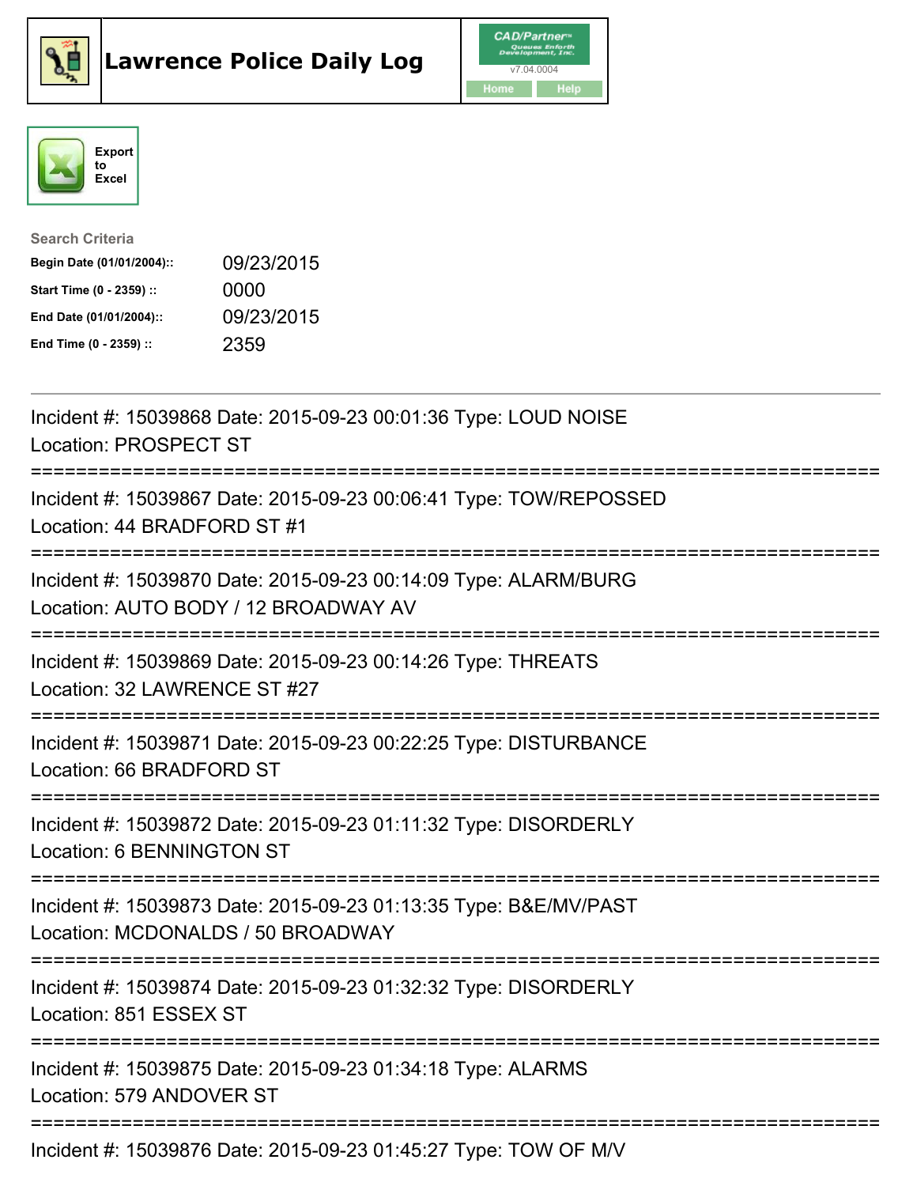# Lawrence Police Daily Log

CAD/Partner v7.04.0004

Home Help

Export to Excel

**Search Criteria**

| | |
|---|---|
| **Begin Date (01/01/2004)::** | 09/23/2015 |
| **Start Time (0 - 2359) ::** | 0000 |
| **End Date (01/01/2004)::** | 09/23/2015 |
| **End Time (0 - 2359) ::** | 2359 |

---

Incident #: 15039868 Date: 2015-09-23 00:01:36 Type: LOUD NOISE
Location: PROSPECT ST

===========================================================================

Incident #: 15039867 Date: 2015-09-23 00:06:41 Type: TOW/REPOSSED
Location: 44 BRADFORD ST #1

===========================================================================

Incident #: 15039870 Date: 2015-09-23 00:14:09 Type: ALARM/BURG
Location: AUTO BODY / 12 BROADWAY AV

===========================================================================

Incident #: 15039869 Date: 2015-09-23 00:14:26 Type: THREATS
Location: 32 LAWRENCE ST #27

===========================================================================

Incident #: 15039871 Date: 2015-09-23 00:22:25 Type: DISTURBANCE
Location: 66 BRADFORD ST

===========================================================================

Incident #: 15039872 Date: 2015-09-23 01:11:32 Type: DISORDERLY
Location: 6 BENNINGTON ST

===========================================================================

Incident #: 15039873 Date: 2015-09-23 01:13:35 Type: B&E/MV/PAST
Location: MCDONALDS / 50 BROADWAY

===========================================================================

Incident #: 15039874 Date: 2015-09-23 01:32:32 Type: DISORDERLY
Location: 851 ESSEX ST

===========================================================================

Incident #: 15039875 Date: 2015-09-23 01:34:18 Type: ALARMS
Location: 579 ANDOVER ST

===========================================================================

Incident #: 15039876 Date: 2015-09-23 01:45:27 Type: TOW OF M/V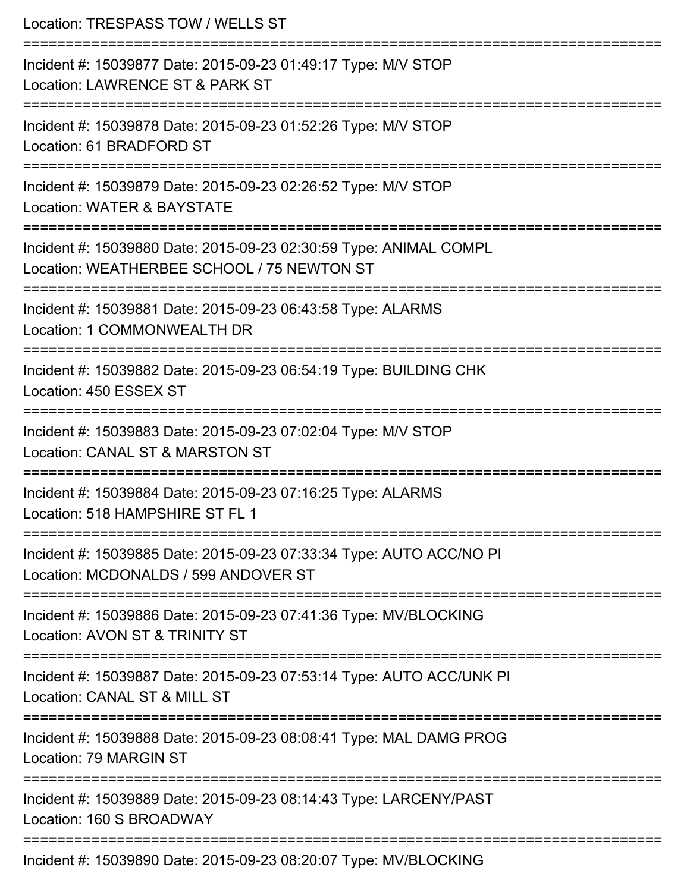Location: TRESPASS TOW / WELLS ST

===========================================================================

Incident #: 15039877 Date: 2015-09-23 01:49:17 Type: M/V STOP

Location: LAWRENCE ST & PARK ST

===========================================================================

Incident #: 15039878 Date: 2015-09-23 01:52:26 Type: M/V STOP

Location: 61 BRADFORD ST

===========================================================================

Incident #: 15039879 Date: 2015-09-23 02:26:52 Type: M/V STOP

Location: WATER & BAYSTATE

===========================================================================

Incident #: 15039880 Date: 2015-09-23 02:30:59 Type: ANIMAL COMPL

Location: WEATHERBEE SCHOOL / 75 NEWTON ST

===========================================================================

Incident #: 15039881 Date: 2015-09-23 06:43:58 Type: ALARMS

Location: 1 COMMONWEALTH DR

===========================================================================

Incident #: 15039882 Date: 2015-09-23 06:54:19 Type: BUILDING CHK

Location: 450 ESSEX ST

===========================================================================

Incident #: 15039883 Date: 2015-09-23 07:02:04 Type: M/V STOP

Location: CANAL ST & MARSTON ST

===========================================================================

Incident #: 15039884 Date: 2015-09-23 07:16:25 Type: ALARMS

Location: 518 HAMPSHIRE ST FL 1

===========================================================================

Incident #: 15039885 Date: 2015-09-23 07:33:34 Type: AUTO ACC/NO PI

Location: MCDONALDS / 599 ANDOVER ST

===========================================================================

Incident #: 15039886 Date: 2015-09-23 07:41:36 Type: MV/BLOCKING

Location: AVON ST & TRINITY ST

===========================================================================

Incident #: 15039887 Date: 2015-09-23 07:53:14 Type: AUTO ACC/UNK PI

Location: CANAL ST & MILL ST

===========================================================================

Incident #: 15039888 Date: 2015-09-23 08:08:41 Type: MAL DAMG PROG

Location: 79 MARGIN ST

===========================================================================

Incident #: 15039889 Date: 2015-09-23 08:14:43 Type: LARCENY/PAST

Location: 160 S BROADWAY

===========================================================================

Incident #: 15039890 Date: 2015-09-23 08:20:07 Type: MV/BLOCKING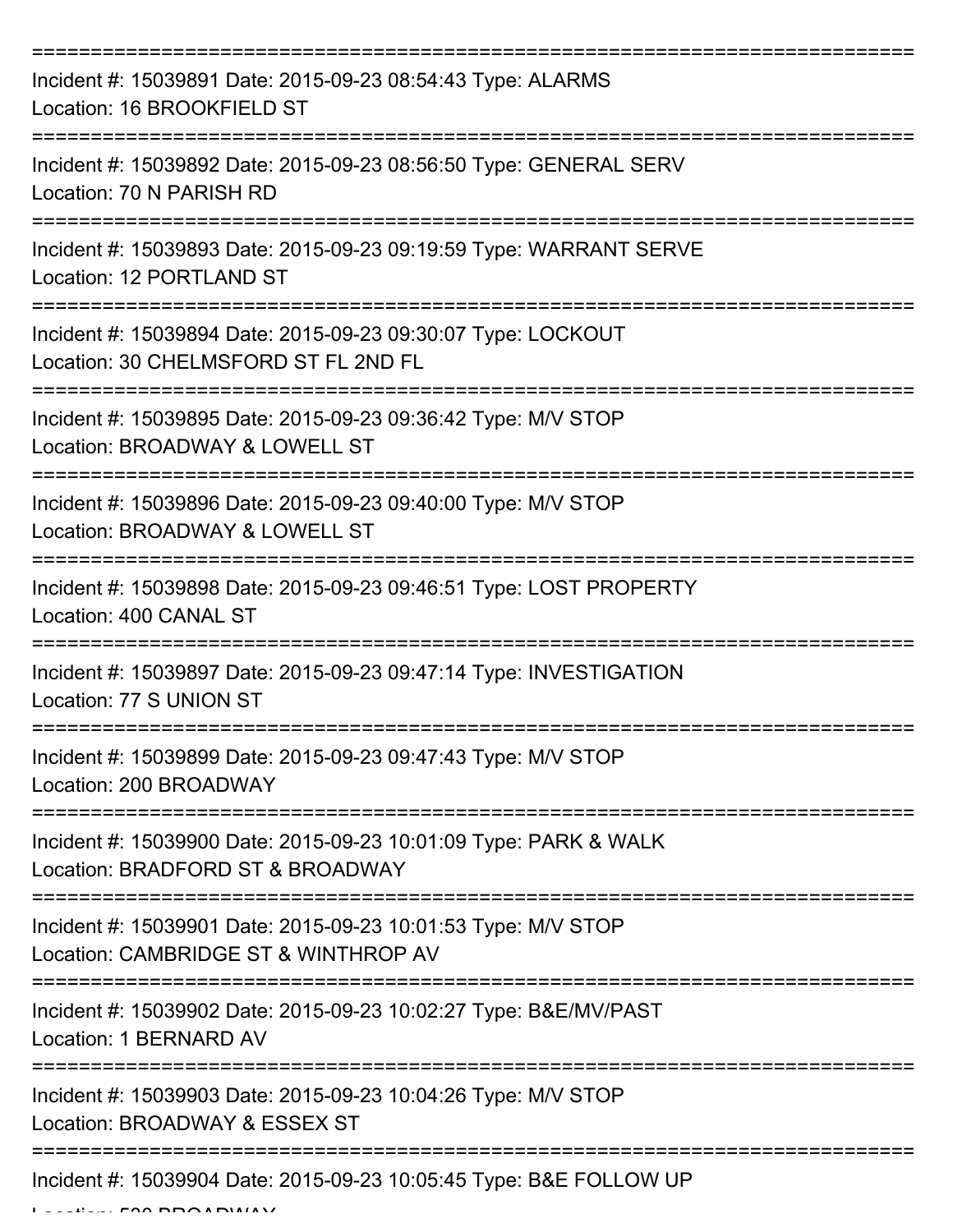===========================================================================

Incident #: 15039891 Date: 2015-09-23 08:54:43 Type: ALARMS
Location: 16 BROOKFIELD ST

===========================================================================

Incident #: 15039892 Date: 2015-09-23 08:56:50 Type: GENERAL SERV
Location: 70 N PARISH RD

===========================================================================

Incident #: 15039893 Date: 2015-09-23 09:19:59 Type: WARRANT SERVE
Location: 12 PORTLAND ST

===========================================================================

Incident #: 15039894 Date: 2015-09-23 09:30:07 Type: LOCKOUT
Location: 30 CHELMSFORD ST FL 2ND FL

===========================================================================

Incident #: 15039895 Date: 2015-09-23 09:36:42 Type: M/V STOP
Location: BROADWAY & LOWELL ST

===========================================================================

Incident #: 15039896 Date: 2015-09-23 09:40:00 Type: M/V STOP
Location: BROADWAY & LOWELL ST

===========================================================================

Incident #: 15039898 Date: 2015-09-23 09:46:51 Type: LOST PROPERTY
Location: 400 CANAL ST

===========================================================================

Incident #: 15039897 Date: 2015-09-23 09:47:14 Type: INVESTIGATION
Location: 77 S UNION ST

===========================================================================

Incident #: 15039899 Date: 2015-09-23 09:47:43 Type: M/V STOP
Location: 200 BROADWAY

===========================================================================

Incident #: 15039900 Date: 2015-09-23 10:01:09 Type: PARK & WALK
Location: BRADFORD ST & BROADWAY

===========================================================================

Incident #: 15039901 Date: 2015-09-23 10:01:53 Type: M/V STOP
Location: CAMBRIDGE ST & WINTHROP AV

===========================================================================

Incident #: 15039902 Date: 2015-09-23 10:02:27 Type: B&E/MV/PAST
Location: 1 BERNARD AV

===========================================================================

Incident #: 15039903 Date: 2015-09-23 10:04:26 Type: M/V STOP
Location: BROADWAY & ESSEX ST

===========================================================================

Incident #: 15039904 Date: 2015-09-23 10:05:45 Type: B&E FOLLOW UP
Location: 530 BROADWAY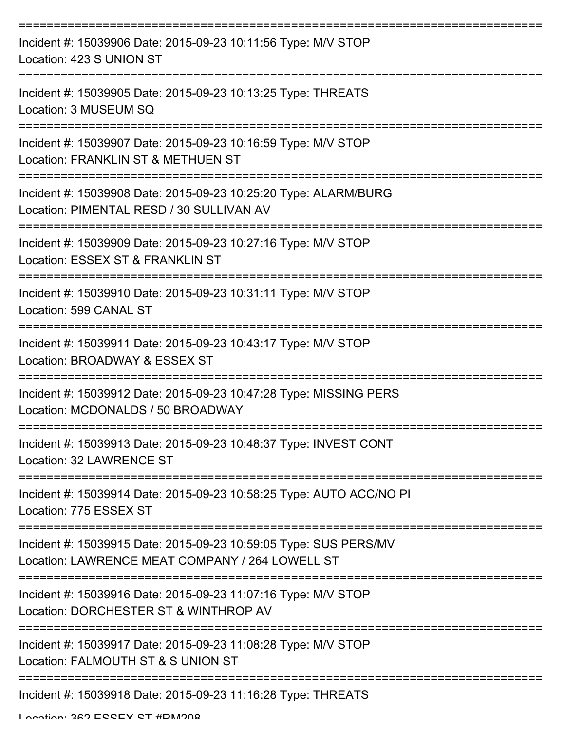===========================================================================
Incident #: 15039906 Date: 2015-09-23 10:11:56 Type: M/V STOP
Location: 423 S UNION ST
===========================================================================
Incident #: 15039905 Date: 2015-09-23 10:13:25 Type: THREATS
Location: 3 MUSEUM SQ
===========================================================================
Incident #: 15039907 Date: 2015-09-23 10:16:59 Type: M/V STOP
Location: FRANKLIN ST & METHUEN ST
===========================================================================
Incident #: 15039908 Date: 2015-09-23 10:25:20 Type: ALARM/BURG
Location: PIMENTAL RESD / 30 SULLIVAN AV
===========================================================================
Incident #: 15039909 Date: 2015-09-23 10:27:16 Type: M/V STOP
Location: ESSEX ST & FRANKLIN ST
===========================================================================
Incident #: 15039910 Date: 2015-09-23 10:31:11 Type: M/V STOP
Location: 599 CANAL ST
===========================================================================
Incident #: 15039911 Date: 2015-09-23 10:43:17 Type: M/V STOP
Location: BROADWAY & ESSEX ST
===========================================================================
Incident #: 15039912 Date: 2015-09-23 10:47:28 Type: MISSING PERS
Location: MCDONALDS / 50 BROADWAY
===========================================================================
Incident #: 15039913 Date: 2015-09-23 10:48:37 Type: INVEST CONT
Location: 32 LAWRENCE ST
===========================================================================
Incident #: 15039914 Date: 2015-09-23 10:58:25 Type: AUTO ACC/NO PI
Location: 775 ESSEX ST
===========================================================================
Incident #: 15039915 Date: 2015-09-23 10:59:05 Type: SUS PERS/MV
Location: LAWRENCE MEAT COMPANY / 264 LOWELL ST
===========================================================================
Incident #: 15039916 Date: 2015-09-23 11:07:16 Type: M/V STOP
Location: DORCHESTER ST & WINTHROP AV
===========================================================================
Incident #: 15039917 Date: 2015-09-23 11:08:28 Type: M/V STOP
Location: FALMOUTH ST & S UNION ST
===========================================================================
Incident #: 15039918 Date: 2015-09-23 11:16:28 Type: THREATS
Location: 362 ESSEX ST #RM208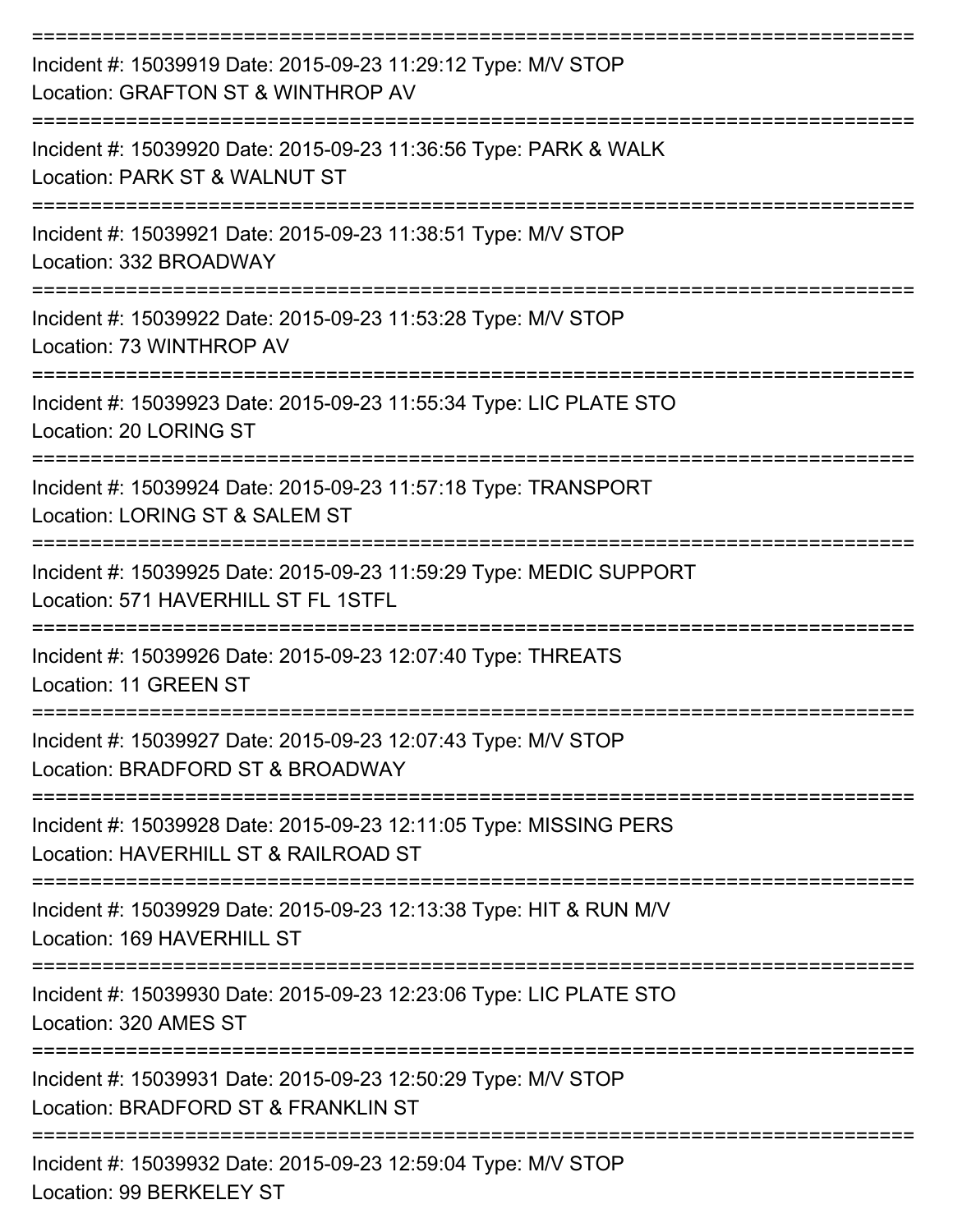===========================================================================
Incident #: 15039919 Date: 2015-09-23 11:29:12 Type: M/V STOP
Location: GRAFTON ST & WINTHROP AV
===========================================================================
Incident #: 15039920 Date: 2015-09-23 11:36:56 Type: PARK & WALK
Location: PARK ST & WALNUT ST
===========================================================================
Incident #: 15039921 Date: 2015-09-23 11:38:51 Type: M/V STOP
Location: 332 BROADWAY
===========================================================================
Incident #: 15039922 Date: 2015-09-23 11:53:28 Type: M/V STOP
Location: 73 WINTHROP AV
===========================================================================
Incident #: 15039923 Date: 2015-09-23 11:55:34 Type: LIC PLATE STO
Location: 20 LORING ST
===========================================================================
Incident #: 15039924 Date: 2015-09-23 11:57:18 Type: TRANSPORT
Location: LORING ST & SALEM ST
===========================================================================
Incident #: 15039925 Date: 2015-09-23 11:59:29 Type: MEDIC SUPPORT
Location: 571 HAVERHILL ST FL 1STFL
===========================================================================
Incident #: 15039926 Date: 2015-09-23 12:07:40 Type: THREATS
Location: 11 GREEN ST
===========================================================================
Incident #: 15039927 Date: 2015-09-23 12:07:43 Type: M/V STOP
Location: BRADFORD ST & BROADWAY
===========================================================================
Incident #: 15039928 Date: 2015-09-23 12:11:05 Type: MISSING PERS
Location: HAVERHILL ST & RAILROAD ST
===========================================================================
Incident #: 15039929 Date: 2015-09-23 12:13:38 Type: HIT & RUN M/V
Location: 169 HAVERHILL ST
===========================================================================
Incident #: 15039930 Date: 2015-09-23 12:23:06 Type: LIC PLATE STO
Location: 320 AMES ST
===========================================================================
Incident #: 15039931 Date: 2015-09-23 12:50:29 Type: M/V STOP
Location: BRADFORD ST & FRANKLIN ST
===========================================================================
Incident #: 15039932 Date: 2015-09-23 12:59:04 Type: M/V STOP
Location: 99 BERKELEY ST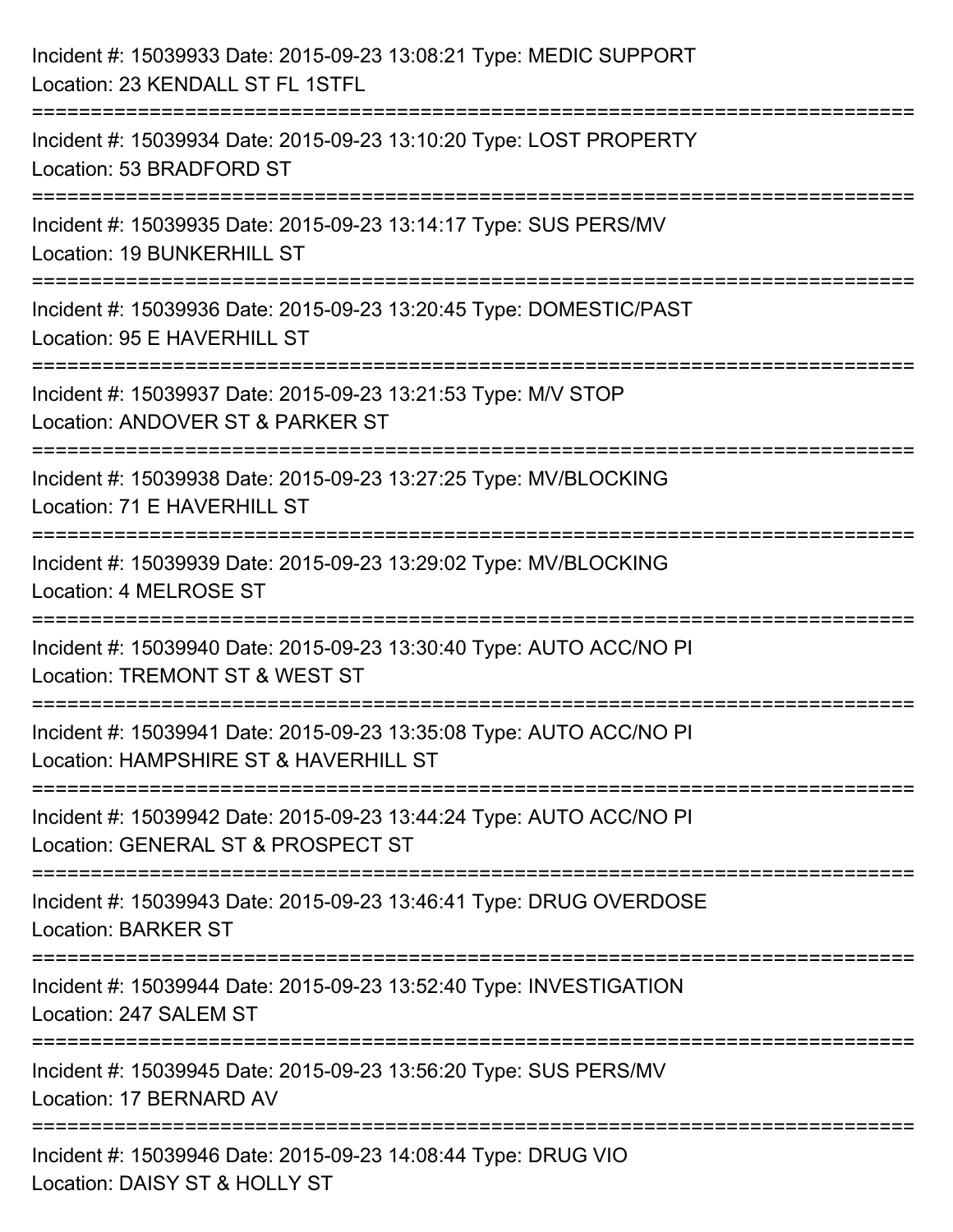Incident #: 15039933 Date: 2015-09-23 13:08:21 Type: MEDIC SUPPORT
Location: 23 KENDALL ST FL 1STFL

===========================================================================

Incident #: 15039934 Date: 2015-09-23 13:10:20 Type: LOST PROPERTY
Location: 53 BRADFORD ST

===========================================================================

Incident #: 15039935 Date: 2015-09-23 13:14:17 Type: SUS PERS/MV
Location: 19 BUNKERHILL ST

===========================================================================

Incident #: 15039936 Date: 2015-09-23 13:20:45 Type: DOMESTIC/PAST
Location: 95 E HAVERHILL ST

===========================================================================

Incident #: 15039937 Date: 2015-09-23 13:21:53 Type: M/V STOP
Location: ANDOVER ST & PARKER ST

===========================================================================

Incident #: 15039938 Date: 2015-09-23 13:27:25 Type: MV/BLOCKING
Location: 71 E HAVERHILL ST

===========================================================================

Incident #: 15039939 Date: 2015-09-23 13:29:02 Type: MV/BLOCKING
Location: 4 MELROSE ST

===========================================================================

Incident #: 15039940 Date: 2015-09-23 13:30:40 Type: AUTO ACC/NO PI
Location: TREMONT ST & WEST ST

===========================================================================

Incident #: 15039941 Date: 2015-09-23 13:35:08 Type: AUTO ACC/NO PI
Location: HAMPSHIRE ST & HAVERHILL ST

===========================================================================

Incident #: 15039942 Date: 2015-09-23 13:44:24 Type: AUTO ACC/NO PI
Location: GENERAL ST & PROSPECT ST

===========================================================================

Incident #: 15039943 Date: 2015-09-23 13:46:41 Type: DRUG OVERDOSE
Location: BARKER ST

===========================================================================

Incident #: 15039944 Date: 2015-09-23 13:52:40 Type: INVESTIGATION
Location: 247 SALEM ST

===========================================================================

Incident #: 15039945 Date: 2015-09-23 13:56:20 Type: SUS PERS/MV
Location: 17 BERNARD AV

===========================================================================

Incident #: 15039946 Date: 2015-09-23 14:08:44 Type: DRUG VIO
Location: DAISY ST & HOLLY ST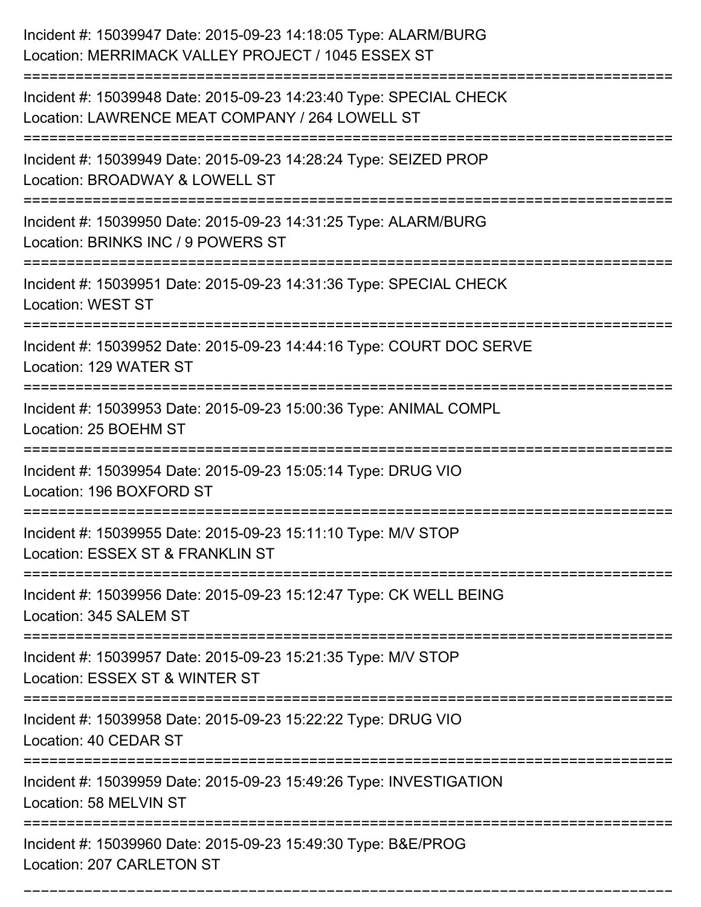Incident #: 15039947 Date: 2015-09-23 14:18:05 Type: ALARM/BURG
Location: MERRIMACK VALLEY PROJECT / 1045 ESSEX ST

===========================================================================

Incident #: 15039948 Date: 2015-09-23 14:23:40 Type: SPECIAL CHECK
Location: LAWRENCE MEAT COMPANY / 264 LOWELL ST

===========================================================================

Incident #: 15039949 Date: 2015-09-23 14:28:24 Type: SEIZED PROP
Location: BROADWAY & LOWELL ST

===========================================================================

Incident #: 15039950 Date: 2015-09-23 14:31:25 Type: ALARM/BURG
Location: BRINKS INC / 9 POWERS ST

===========================================================================

Incident #: 15039951 Date: 2015-09-23 14:31:36 Type: SPECIAL CHECK
Location: WEST ST

===========================================================================

Incident #: 15039952 Date: 2015-09-23 14:44:16 Type: COURT DOC SERVE
Location: 129 WATER ST

===========================================================================

Incident #: 15039953 Date: 2015-09-23 15:00:36 Type: ANIMAL COMPL
Location: 25 BOEHM ST

===========================================================================

Incident #: 15039954 Date: 2015-09-23 15:05:14 Type: DRUG VIO
Location: 196 BOXFORD ST

===========================================================================

Incident #: 15039955 Date: 2015-09-23 15:11:10 Type: M/V STOP
Location: ESSEX ST & FRANKLIN ST

===========================================================================

Incident #: 15039956 Date: 2015-09-23 15:12:47 Type: CK WELL BEING
Location: 345 SALEM ST

===========================================================================

Incident #: 15039957 Date: 2015-09-23 15:21:35 Type: M/V STOP
Location: ESSEX ST & WINTER ST

===========================================================================

Incident #: 15039958 Date: 2015-09-23 15:22:22 Type: DRUG VIO
Location: 40 CEDAR ST

===========================================================================

Incident #: 15039959 Date: 2015-09-23 15:49:26 Type: INVESTIGATION
Location: 58 MELVIN ST

===========================================================================

Incident #: 15039960 Date: 2015-09-23 15:49:30 Type: B&E/PROG
Location: 207 CARLETON ST

===========================================================================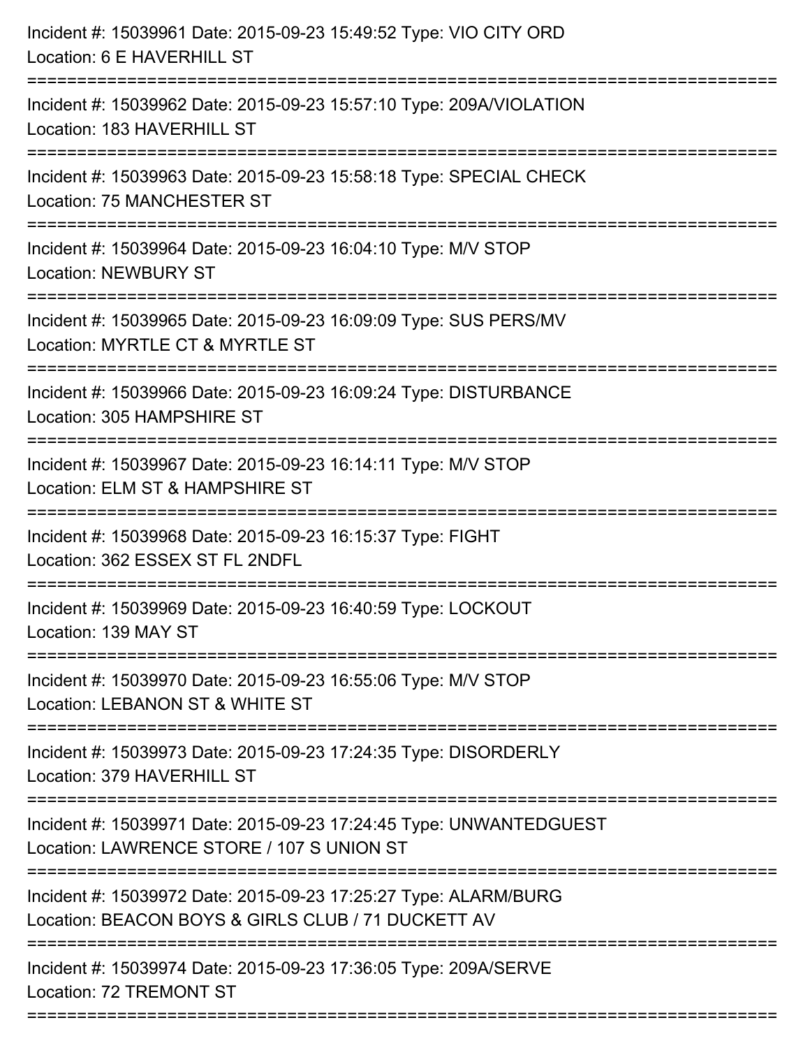Incident #: 15039961 Date: 2015-09-23 15:49:52 Type: VIO CITY ORD
Location: 6 E HAVERHILL ST

===========================================================================

Incident #: 15039962 Date: 2015-09-23 15:57:10 Type: 209A/VIOLATION
Location: 183 HAVERHILL ST

===========================================================================

Incident #: 15039963 Date: 2015-09-23 15:58:18 Type: SPECIAL CHECK
Location: 75 MANCHESTER ST

===========================================================================

Incident #: 15039964 Date: 2015-09-23 16:04:10 Type: M/V STOP
Location: NEWBURY ST

===========================================================================

Incident #: 15039965 Date: 2015-09-23 16:09:09 Type: SUS PERS/MV
Location: MYRTLE CT & MYRTLE ST

===========================================================================

Incident #: 15039966 Date: 2015-09-23 16:09:24 Type: DISTURBANCE
Location: 305 HAMPSHIRE ST

===========================================================================

Incident #: 15039967 Date: 2015-09-23 16:14:11 Type: M/V STOP
Location: ELM ST & HAMPSHIRE ST

===========================================================================

Incident #: 15039968 Date: 2015-09-23 16:15:37 Type: FIGHT
Location: 362 ESSEX ST FL 2NDFL

===========================================================================

Incident #: 15039969 Date: 2015-09-23 16:40:59 Type: LOCKOUT
Location: 139 MAY ST

===========================================================================

Incident #: 15039970 Date: 2015-09-23 16:55:06 Type: M/V STOP
Location: LEBANON ST & WHITE ST

===========================================================================

Incident #: 15039973 Date: 2015-09-23 17:24:35 Type: DISORDERLY
Location: 379 HAVERHILL ST

===========================================================================

Incident #: 15039971 Date: 2015-09-23 17:24:45 Type: UNWANTEDGUEST
Location: LAWRENCE STORE / 107 S UNION ST

===========================================================================

Incident #: 15039972 Date: 2015-09-23 17:25:27 Type: ALARM/BURG
Location: BEACON BOYS & GIRLS CLUB / 71 DUCKETT AV

===========================================================================

Incident #: 15039974 Date: 2015-09-23 17:36:05 Type: 209A/SERVE
Location: 72 TREMONT ST

===========================================================================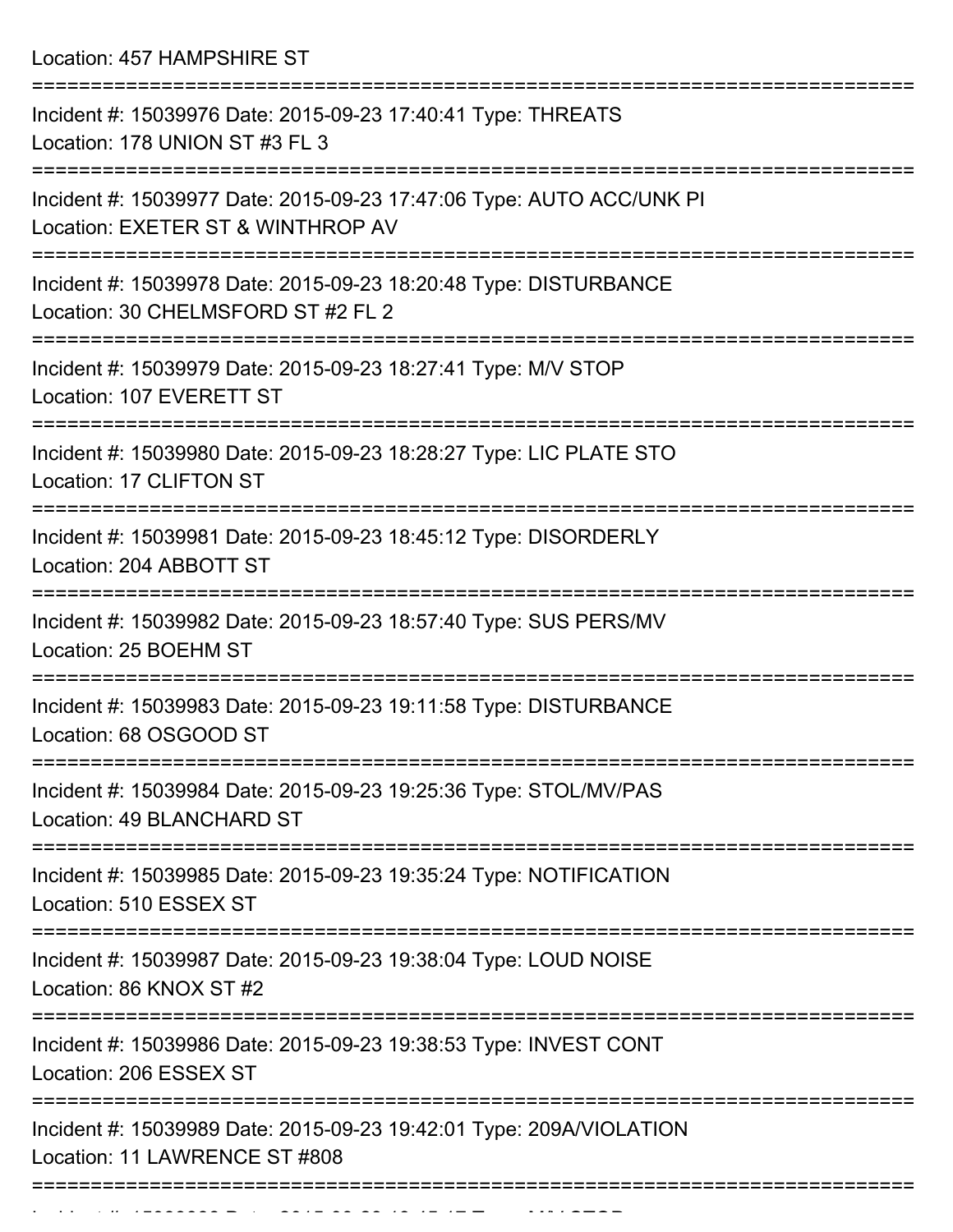Location: 457 HAMPSHIRE ST

===========================================================================

Incident #: 15039976 Date: 2015-09-23 17:40:41 Type: THREATS
Location: 178 UNION ST #3 FL 3

===========================================================================

Incident #: 15039977 Date: 2015-09-23 17:47:06 Type: AUTO ACC/UNK PI
Location: EXETER ST & WINTHROP AV

===========================================================================

Incident #: 15039978 Date: 2015-09-23 18:20:48 Type: DISTURBANCE
Location: 30 CHELMSFORD ST #2 FL 2

===========================================================================

Incident #: 15039979 Date: 2015-09-23 18:27:41 Type: M/V STOP
Location: 107 EVERETT ST

===========================================================================

Incident #: 15039980 Date: 2015-09-23 18:28:27 Type: LIC PLATE STO
Location: 17 CLIFTON ST

===========================================================================

Incident #: 15039981 Date: 2015-09-23 18:45:12 Type: DISORDERLY
Location: 204 ABBOTT ST

===========================================================================

Incident #: 15039982 Date: 2015-09-23 18:57:40 Type: SUS PERS/MV
Location: 25 BOEHM ST

===========================================================================

Incident #: 15039983 Date: 2015-09-23 19:11:58 Type: DISTURBANCE
Location: 68 OSGOOD ST

===========================================================================

Incident #: 15039984 Date: 2015-09-23 19:25:36 Type: STOL/MV/PAS
Location: 49 BLANCHARD ST

===========================================================================

Incident #: 15039985 Date: 2015-09-23 19:35:24 Type: NOTIFICATION
Location: 510 ESSEX ST

===========================================================================

Incident #: 15039987 Date: 2015-09-23 19:38:04 Type: LOUD NOISE
Location: 86 KNOX ST #2

===========================================================================

Incident #: 15039986 Date: 2015-09-23 19:38:53 Type: INVEST CONT
Location: 206 ESSEX ST

===========================================================================

Incident #: 15039989 Date: 2015-09-23 19:42:01 Type: 209A/VIOLATION
Location: 11 LAWRENCE ST #808

===========================================================================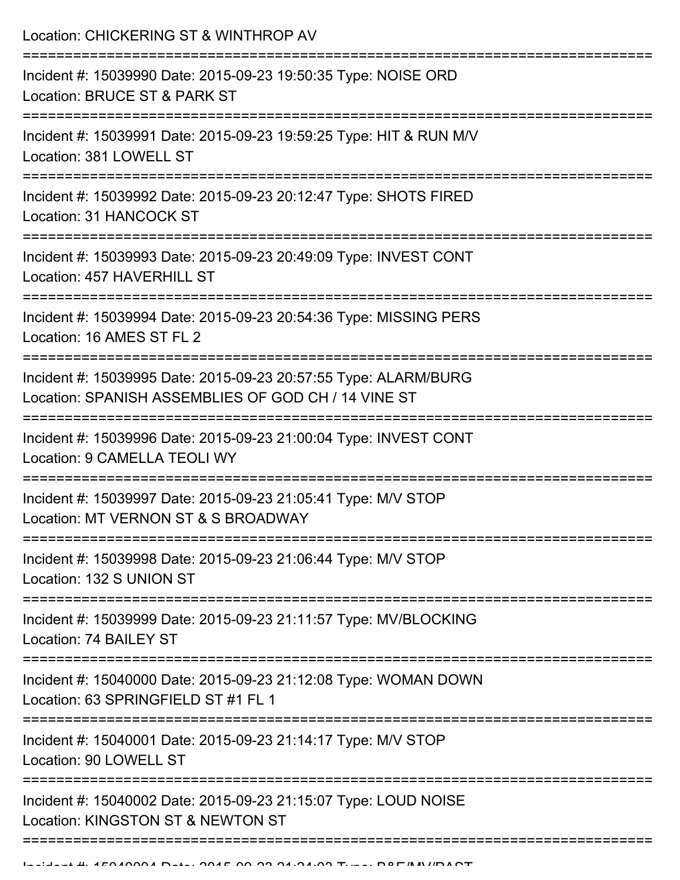Location: CHICKERING ST & WINTHROP AV

===========================================================================

Incident #: 15039990 Date: 2015-09-23 19:50:35 Type: NOISE ORD
Location: BRUCE ST & PARK ST

===========================================================================

Incident #: 15039991 Date: 2015-09-23 19:59:25 Type: HIT & RUN M/V
Location: 381 LOWELL ST

===========================================================================

Incident #: 15039992 Date: 2015-09-23 20:12:47 Type: SHOTS FIRED
Location: 31 HANCOCK ST

===========================================================================

Incident #: 15039993 Date: 2015-09-23 20:49:09 Type: INVEST CONT
Location: 457 HAVERHILL ST

===========================================================================

Incident #: 15039994 Date: 2015-09-23 20:54:36 Type: MISSING PERS
Location: 16 AMES ST FL 2

===========================================================================

Incident #: 15039995 Date: 2015-09-23 20:57:55 Type: ALARM/BURG
Location: SPANISH ASSEMBLIES OF GOD CH / 14 VINE ST

===========================================================================

Incident #: 15039996 Date: 2015-09-23 21:00:04 Type: INVEST CONT
Location: 9 CAMELLA TEOLI WY

===========================================================================

Incident #: 15039997 Date: 2015-09-23 21:05:41 Type: M/V STOP
Location: MT VERNON ST & S BROADWAY

===========================================================================

Incident #: 15039998 Date: 2015-09-23 21:06:44 Type: M/V STOP
Location: 132 S UNION ST

===========================================================================

Incident #: 15039999 Date: 2015-09-23 21:11:57 Type: MV/BLOCKING
Location: 74 BAILEY ST

===========================================================================

Incident #: 15040000 Date: 2015-09-23 21:12:08 Type: WOMAN DOWN
Location: 63 SPRINGFIELD ST #1 FL 1

===========================================================================

Incident #: 15040001 Date: 2015-09-23 21:14:17 Type: M/V STOP
Location: 90 LOWELL ST

===========================================================================

Incident #: 15040002 Date: 2015-09-23 21:15:07 Type: LOUD NOISE
Location: KINGSTON ST & NEWTON ST

===========================================================================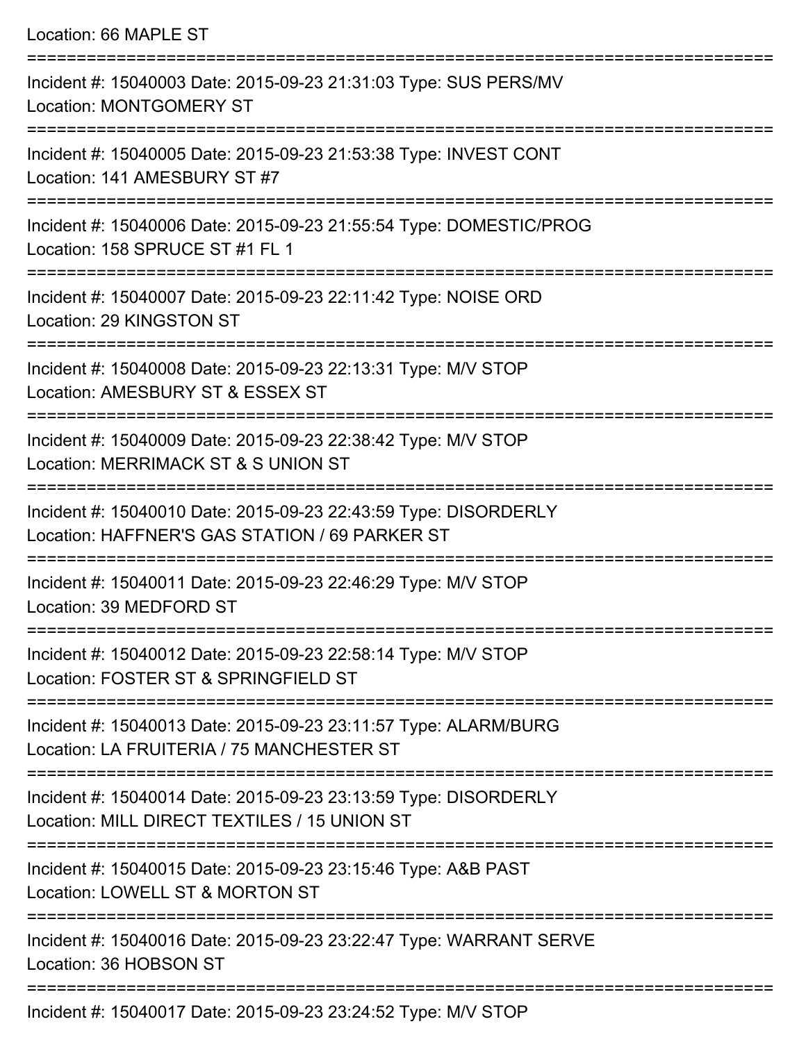Location: 66 MAPLE ST

===========================================================================

Incident #: 15040003 Date: 2015-09-23 21:31:03 Type: SUS PERS/MV
Location: MONTGOMERY ST

===========================================================================

Incident #: 15040005 Date: 2015-09-23 21:53:38 Type: INVEST CONT
Location: 141 AMESBURY ST #7

===========================================================================

Incident #: 15040006 Date: 2015-09-23 21:55:54 Type: DOMESTIC/PROG
Location: 158 SPRUCE ST #1 FL 1

===========================================================================

Incident #: 15040007 Date: 2015-09-23 22:11:42 Type: NOISE ORD
Location: 29 KINGSTON ST

===========================================================================

Incident #: 15040008 Date: 2015-09-23 22:13:31 Type: M/V STOP
Location: AMESBURY ST & ESSEX ST

===========================================================================

Incident #: 15040009 Date: 2015-09-23 22:38:42 Type: M/V STOP
Location: MERRIMACK ST & S UNION ST

===========================================================================

Incident #: 15040010 Date: 2015-09-23 22:43:59 Type: DISORDERLY
Location: HAFFNER'S GAS STATION / 69 PARKER ST

===========================================================================

Incident #: 15040011 Date: 2015-09-23 22:46:29 Type: M/V STOP
Location: 39 MEDFORD ST

===========================================================================

Incident #: 15040012 Date: 2015-09-23 22:58:14 Type: M/V STOP
Location: FOSTER ST & SPRINGFIELD ST

===========================================================================

Incident #: 15040013 Date: 2015-09-23 23:11:57 Type: ALARM/BURG
Location: LA FRUITERIA / 75 MANCHESTER ST

===========================================================================

Incident #: 15040014 Date: 2015-09-23 23:13:59 Type: DISORDERLY
Location: MILL DIRECT TEXTILES / 15 UNION ST

===========================================================================

Incident #: 15040015 Date: 2015-09-23 23:15:46 Type: A&B PAST
Location: LOWELL ST & MORTON ST

===========================================================================

Incident #: 15040016 Date: 2015-09-23 23:22:47 Type: WARRANT SERVE
Location: 36 HOBSON ST

===========================================================================

Incident #: 15040017 Date: 2015-09-23 23:24:52 Type: M/V STOP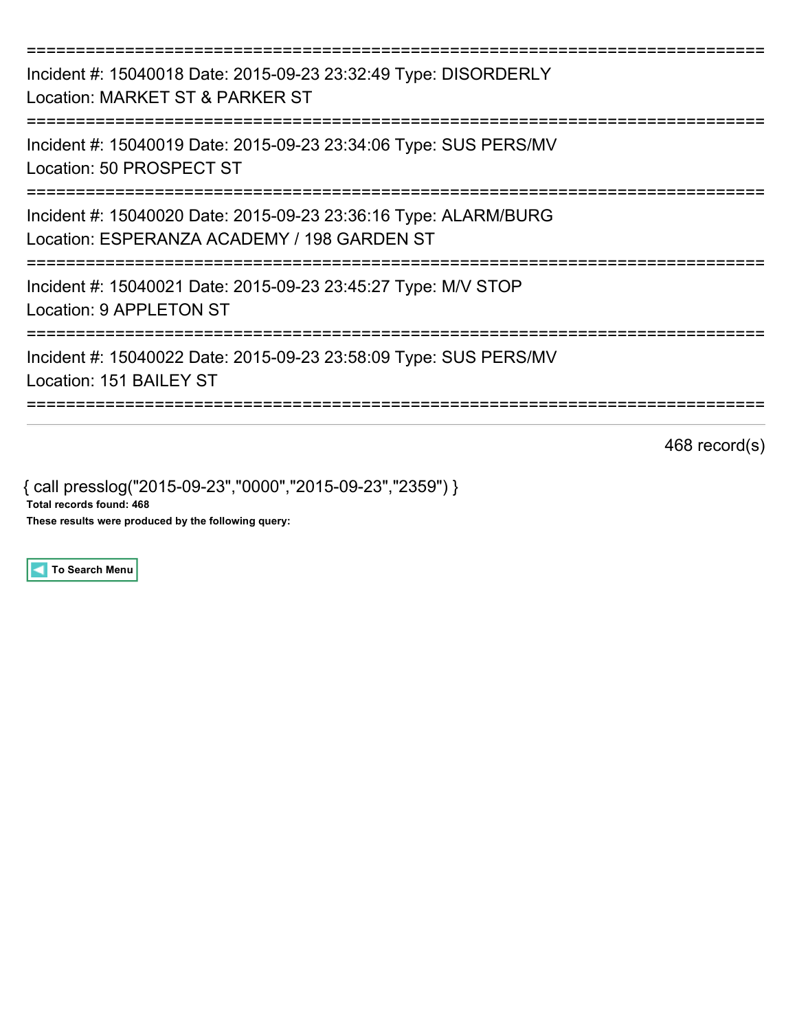===========================================================================

Incident #: 15040018 Date: 2015-09-23 23:32:49 Type: DISORDERLY
Location: MARKET ST & PARKER ST

===========================================================================

Incident #: 15040019 Date: 2015-09-23 23:34:06 Type: SUS PERS/MV
Location: 50 PROSPECT ST

===========================================================================

Incident #: 15040020 Date: 2015-09-23 23:36:16 Type: ALARM/BURG
Location: ESPERANZA ACADEMY / 198 GARDEN ST

===========================================================================

Incident #: 15040021 Date: 2015-09-23 23:45:27 Type: M/V STOP
Location: 9 APPLETON ST

===========================================================================

Incident #: 15040022 Date: 2015-09-23 23:58:09 Type: SUS PERS/MV
Location: 151 BAILEY ST

===========================================================================

468 record(s)

{ call presslog("2015-09-23","0000","2015-09-23","2359") }

**Total records found: 468**

**These results were produced by the following query:**

**To Search Menu**